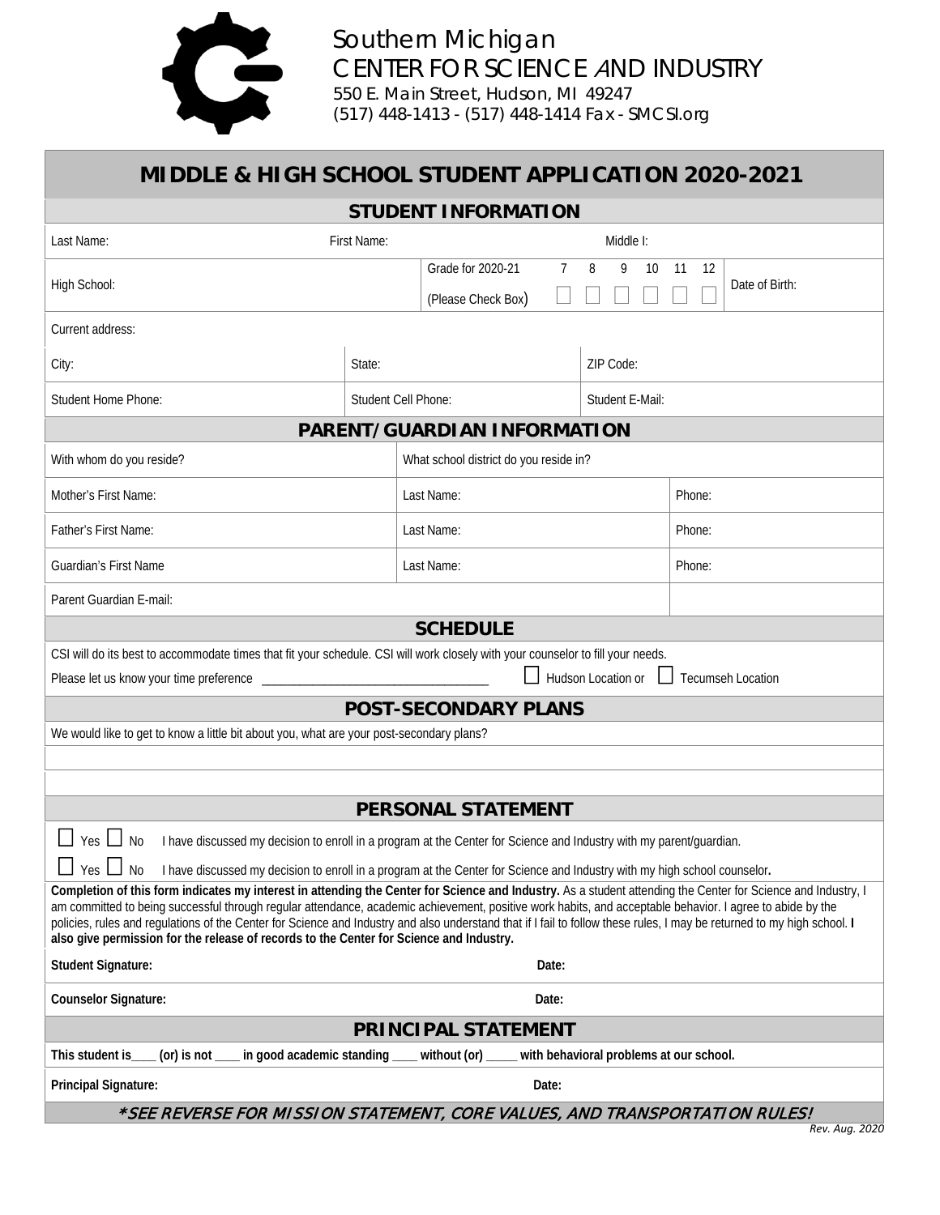Southern Michigan
CENTER FOR SCIENCE AND INDUSTRY
550 E. Main Street, Hudson, MI 49247
(517) 448-1413 - (517) 448-1414 Fax - SMCSI.org

# MIDDLE & HIGH SCHOOL STUDENT APPLICATION 2020-2021

## STUDENT INFORMATION

| Last Name: | First Name: | Middle I: |
|---|---|---|
| High School: | Grade for 2020-21 (Please Check Box) ☐ 7 ☐ 8 ☐ 9 ☐ 10 ☐ 11 ☐ 12 | Date of Birth: |
| Current address: | | |
| City: | State: | ZIP Code: |
| Student Home Phone: | Student Cell Phone: | Student E-Mail: |

## PARENT/GUARDIAN INFORMATION

| With whom do you reside? | What school district do you reside in? | |
|---|---|---|
| Mother's First Name: | Last Name: | Phone: |
| Father's First Name: | Last Name: | Phone: |
| Guardian's First Name | Last Name: | Phone: |
| Parent Guardian E-mail: | | |

## SCHEDULE

CSI will do its best to accommodate times that fit your schedule. CSI will work closely with your counselor to fill your needs.

Please let us know your time preference \_\_\_\_\_\_\_\_\_\_\_\_\_\_\_\_\_\_\_\_\_\_\_\_\_\_\_\_\_\_\_\_ ☐ Hudson Location or ☐ Tecumseh Location

## POST-SECONDARY PLANS

We would like to get to know a little bit about you, what are your post-secondary plans?

## PERSONAL STATEMENT

☐ Yes ☐ No I have discussed my decision to enroll in a program at the Center for Science and Industry with my parent/guardian.

☐ Yes ☐ No I have discussed my decision to enroll in a program at the Center for Science and Industry with my high school counselor.

**Completion of this form indicates my interest in attending the Center for Science and Industry.** As a student attending the Center for Science and Industry, I am committed to being successful through regular attendance, academic achievement, positive work habits, and acceptable behavior. I agree to abide by the policies, rules and regulations of the Center for Science and Industry and also understand that if I fail to follow these rules, I may be returned to my high school. **I also give permission for the release of records to the Center for Science and Industry.**

**Student Signature:** **Date:**

**Counselor Signature:** **Date:**

## PRINCIPAL STATEMENT

**This student is\_\_\_\_ (or) is not \_\_\_\_ in good academic standing \_\_\_\_ without (or) \_\_\_\_\_ with behavioral problems at our school.**

**Principal Signature:** **Date:**

***SEE REVERSE FOR MISSION STATEMENT, CORE VALUES, AND TRANSPORTATION RULES!**

*Rev. Aug. 2020*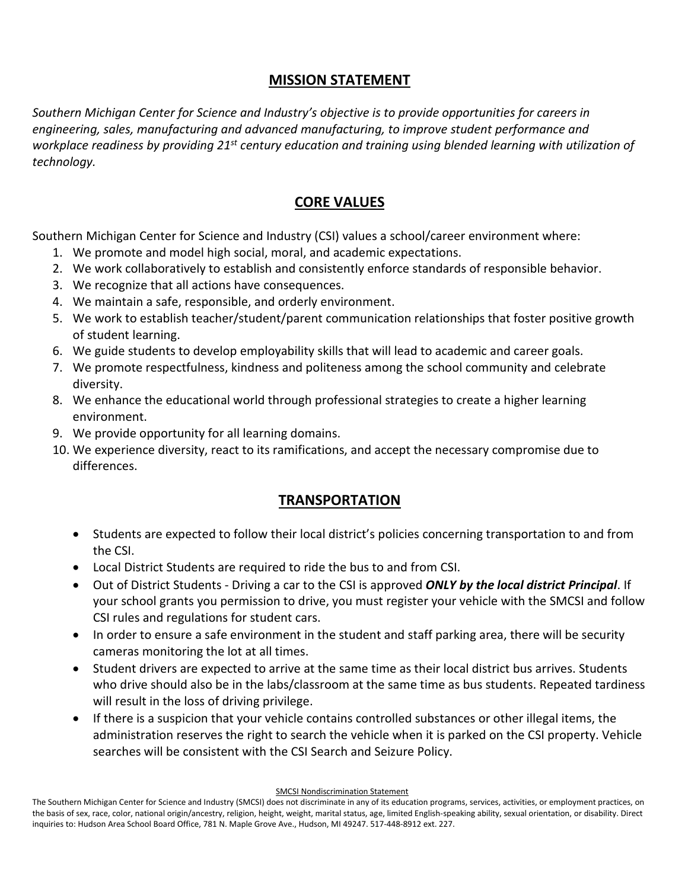## MISSION STATEMENT

*Southern Michigan Center for Science and Industry's objective is to provide opportunities for careers in engineering, sales, manufacturing and advanced manufacturing, to improve student performance and workplace readiness by providing 21st century education and training using blended learning with utilization of technology.*

## CORE VALUES

Southern Michigan Center for Science and Industry (CSI) values a school/career environment where:

1. We promote and model high social, moral, and academic expectations.
2. We work collaboratively to establish and consistently enforce standards of responsible behavior.
3. We recognize that all actions have consequences.
4. We maintain a safe, responsible, and orderly environment.
5. We work to establish teacher/student/parent communication relationships that foster positive growth of student learning.
6. We guide students to develop employability skills that will lead to academic and career goals.
7. We promote respectfulness, kindness and politeness among the school community and celebrate diversity.
8. We enhance the educational world through professional strategies to create a higher learning environment.
9. We provide opportunity for all learning domains.
10. We experience diversity, react to its ramifications, and accept the necessary compromise due to differences.

## TRANSPORTATION

- Students are expected to follow their local district's policies concerning transportation to and from the CSI.
- Local District Students are required to ride the bus to and from CSI.
- Out of District Students - Driving a car to the CSI is approved ***ONLY by the local district Principal***. If your school grants you permission to drive, you must register your vehicle with the SMCSI and follow CSI rules and regulations for student cars.
- In order to ensure a safe environment in the student and staff parking area, there will be security cameras monitoring the lot at all times.
- Student drivers are expected to arrive at the same time as their local district bus arrives. Students who drive should also be in the labs/classroom at the same time as bus students. Repeated tardiness will result in the loss of driving privilege.
- If there is a suspicion that your vehicle contains controlled substances or other illegal items, the administration reserves the right to search the vehicle when it is parked on the CSI property. Vehicle searches will be consistent with the CSI Search and Seizure Policy.

SMCSI Nondiscrimination Statement

The Southern Michigan Center for Science and Industry (SMCSI) does not discriminate in any of its education programs, services, activities, or employment practices, on the basis of sex, race, color, national origin/ancestry, religion, height, weight, marital status, age, limited English-speaking ability, sexual orientation, or disability. Direct inquiries to: Hudson Area School Board Office, 781 N. Maple Grove Ave., Hudson, MI 49247. 517-448-8912 ext. 227.